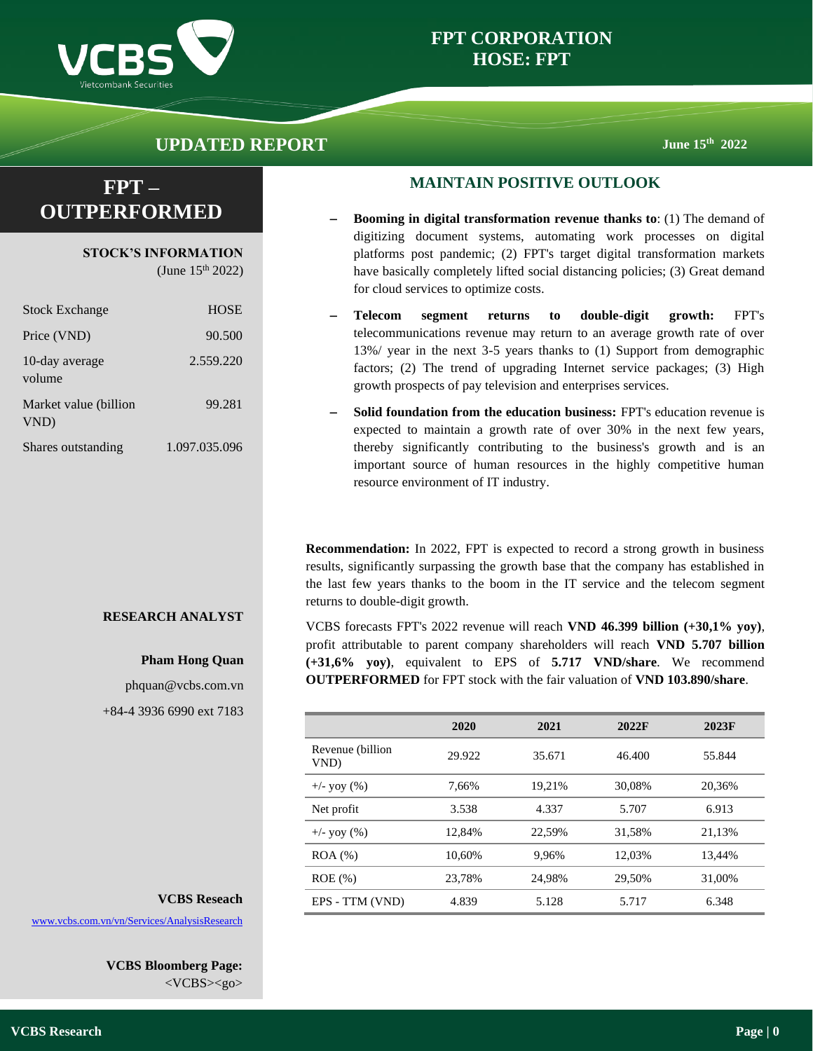# FPT CORPORATION
## HOSE: FPT

**UPDATED REPORT** June 15th 2022

# FPT – OUTPERFORMED

**STOCK'S INFORMATION**
(June 15th 2022)

| | |
|---|---|
| Stock Exchange | HOSE |
| Price (VND) | 90.500 |
| 10-day average volume | 2.559.220 |
| Market value (billion VND) | 99.281 |
| Shares outstanding | 1.097.035.096 |

**RESEARCH ANALYST**

**Pham Hong Quan**
phquan@vcbs.com.vn
+84-4 3936 6990 ext 7183

**VCBS Reseach**
www.vcbs.com.vn/vn/Services/AnalysisResearch

**VCBS Bloomberg Page:**
<VCBS><go>

## MAINTAIN POSITIVE OUTLOOK

- **Booming in digital transformation revenue thanks to**: (1) The demand of digitizing document systems, automating work processes on digital platforms post pandemic; (2) FPT's target digital transformation markets have basically completely lifted social distancing policies; (3) Great demand for cloud services to optimize costs.
- **Telecom segment returns to double-digit growth:** FPT's telecommunications revenue may return to an average growth rate of over 13%/ year in the next 3-5 years thanks to (1) Support from demographic factors; (2) The trend of upgrading Internet service packages; (3) High growth prospects of pay television and enterprises services.
- **Solid foundation from the education business:** FPT's education revenue is expected to maintain a growth rate of over 30% in the next few years, thereby significantly contributing to the business's growth and is an important source of human resources in the highly competitive human resource environment of IT industry.

**Recommendation:** In 2022, FPT is expected to record a strong growth in business results, significantly surpassing the growth base that the company has established in the last few years thanks to the boom in the IT service and the telecom segment returns to double-digit growth.

VCBS forecasts FPT's 2022 revenue will reach **VND 46.399 billion (+30,1% yoy)**, profit attributable to parent company shareholders will reach **VND 5.707 billion (+31,6% yoy)**, equivalent to EPS of **5.717 VND/share**. We recommend **OUTPERFORMED** for FPT stock with the fair valuation of **VND 103.890/share**.

| | 2020 | 2021 | 2022F | 2023F |
|---|---|---|---|---|
| Revenue (billion VND) | 29.922 | 35.671 | 46.400 | 55.844 |
| +/- yoy (%) | 7,66% | 19,21% | 30,08% | 20,36% |
| Net profit | 3.538 | 4.337 | 5.707 | 6.913 |
| +/- yoy (%) | 12,84% | 22,59% | 31,58% | 21,13% |
| ROA (%) | 10,60% | 9,96% | 12,03% | 13,44% |
| ROE (%) | 23,78% | 24,98% | 29,50% | 31,00% |
| EPS - TTM (VND) | 4.839 | 5.128 | 5.717 | 6.348 |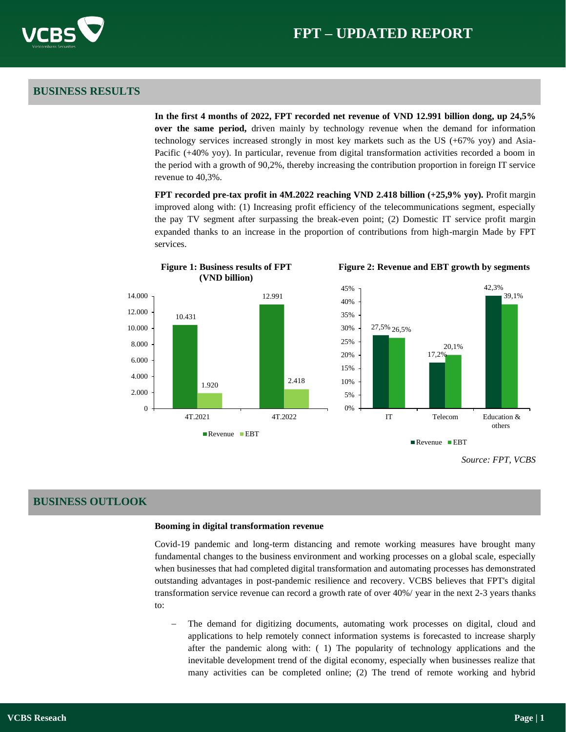## BUSINESS RESULTS

**In the first 4 months of 2022, FPT recorded net revenue of VND 12.991 billion dong, up 24,5% over the same period,** driven mainly by technology revenue when the demand for information technology services increased strongly in most key markets such as the US (+67% yoy) and Asia-Pacific (+40% yoy). In particular, revenue from digital transformation activities recorded a boom in the period with a growth of 90,2%, thereby increasing the contribution proportion in foreign IT service revenue to 40,3%.

**FPT recorded pre-tax profit in 4M.2022 reaching VND 2.418 billion (+25,9% yoy).** Profit margin improved along with: (1) Increasing profit efficiency of the telecommunications segment, especially the pay TV segment after surpassing the break-even point; (2) Domestic IT service profit margin expanded thanks to an increase in the proportion of contributions from high-margin Made by FPT services.

**Figure 1: Business results of FPT (VND billion)**

| | Revenue | EBT |
|---|---|---|
| 4T.2021 | 10.431 | 1.920 |
| 4T.2022 | 12.991 | 2.418 |

**Figure 2: Revenue and EBT growth by segments**

| | Revenue | EBT |
|---|---|---|
| IT | 27,5% | 26,5% |
| Telecom | 17,2% | 20,1% |
| Education & others | 42,3% | 39,1% |

*Source: FPT, VCBS*

## BUSINESS OUTLOOK

**Booming in digital transformation revenue**

Covid-19 pandemic and long-term distancing and remote working measures have brought many fundamental changes to the business environment and working processes on a global scale, especially when businesses that had completed digital transformation and automating processes has demonstrated outstanding advantages in post-pandemic resilience and recovery. VCBS believes that FPT's digital transformation service revenue can record a growth rate of over 40%/ year in the next 2-3 years thanks to:

- The demand for digitizing documents, automating work processes on digital, cloud and applications to help remotely connect information systems is forecasted to increase sharply after the pandemic along with: ( 1) The popularity of technology applications and the inevitable development trend of the digital economy, especially when businesses realize that many activities can be completed online; (2) The trend of remote working and hybrid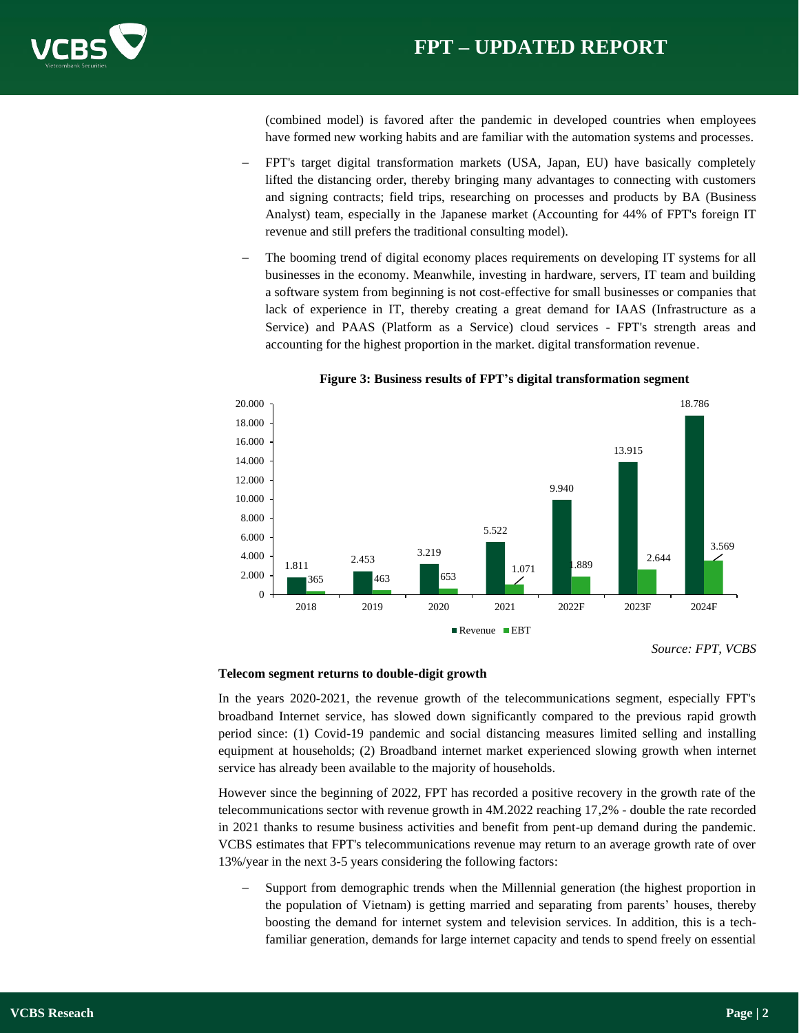(combined model) is favored after the pandemic in developed countries when employees have formed new working habits and are familiar with the automation systems and processes.

- FPT's target digital transformation markets (USA, Japan, EU) have basically completely lifted the distancing order, thereby bringing many advantages to connecting with customers and signing contracts; field trips, researching on processes and products by BA (Business Analyst) team, especially in the Japanese market (Accounting for 44% of FPT's foreign IT revenue and still prefers the traditional consulting model).
- The booming trend of digital economy places requirements on developing IT systems for all businesses in the economy. Meanwhile, investing in hardware, servers, IT team and building a software system from beginning is not cost-effective for small businesses or companies that lack of experience in IT, thereby creating a great demand for IAAS (Infrastructure as a Service) and PAAS (Platform as a Service) cloud services - FPT's strength areas and accounting for the highest proportion in the market. digital transformation revenue.

**Figure 3: Business results of FPT's digital transformation segment**

| | 2018 | 2019 | 2020 | 2021 | 2022F | 2023F | 2024F |
|---|---|---|---|---|---|---|---|
| Revenue | 1.811 | 2.453 | 3.219 | 5.522 | 9.940 | 13.915 | 18.786 |
| EBT | 365 | 463 | 653 | 1.071 | 1.889 | 2.644 | 3.569 |

*Source: FPT, VCBS*

**Telecom segment returns to double-digit growth**

In the years 2020-2021, the revenue growth of the telecommunications segment, especially FPT's broadband Internet service, has slowed down significantly compared to the previous rapid growth period since: (1) Covid-19 pandemic and social distancing measures limited selling and installing equipment at households; (2) Broadband internet market experienced slowing growth when internet service has already been available to the majority of households.

However since the beginning of 2022, FPT has recorded a positive recovery in the growth rate of the telecommunications sector with revenue growth in 4M.2022 reaching 17,2% - double the rate recorded in 2021 thanks to resume business activities and benefit from pent-up demand during the pandemic. VCBS estimates that FPT's telecommunications revenue may return to an average growth rate of over 13%/year in the next 3-5 years considering the following factors:

- Support from demographic trends when the Millennial generation (the highest proportion in the population of Vietnam) is getting married and separating from parents' houses, thereby boosting the demand for internet system and television services. In addition, this is a tech-familiar generation, demands for large internet capacity and tends to spend freely on essential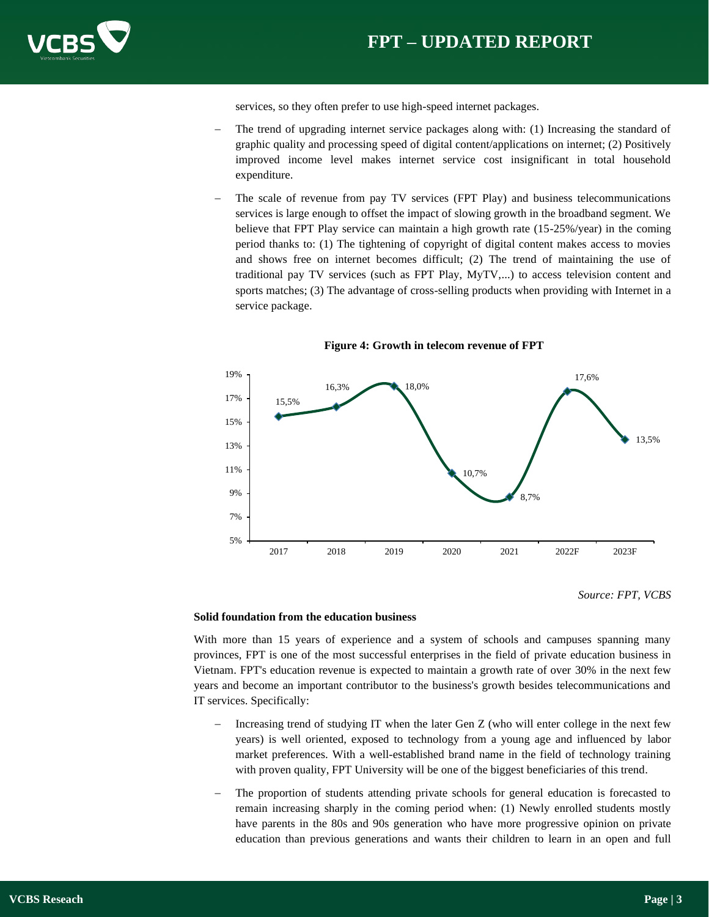services, so they often prefer to use high-speed internet packages.

- The trend of upgrading internet service packages along with: (1) Increasing the standard of graphic quality and processing speed of digital content/applications on internet; (2) Positively improved income level makes internet service cost insignificant in total household expenditure.
- The scale of revenue from pay TV services (FPT Play) and business telecommunications services is large enough to offset the impact of slowing growth in the broadband segment. We believe that FPT Play service can maintain a high growth rate (15-25%/year) in the coming period thanks to: (1) The tightening of copyright of digital content makes access to movies and shows free on internet becomes difficult; (2) The trend of maintaining the use of traditional pay TV services (such as FPT Play, MyTV,...) to access television content and sports matches; (3) The advantage of cross-selling products when providing with Internet in a service package.

**Figure 4: Growth in telecom revenue of FPT**

| Year | Growth |
|---|---|
| 2017 | 15,5% |
| 2018 | 16,3% |
| 2019 | 18,0% |
| 2020 | 10,7% |
| 2021 | 8,7% |
| 2022F | 17,6% |
| 2023F | 13,5% |

*Source: FPT, VCBS*

**Solid foundation from the education business**

With more than 15 years of experience and a system of schools and campuses spanning many provinces, FPT is one of the most successful enterprises in the field of private education business in Vietnam. FPT's education revenue is expected to maintain a growth rate of over 30% in the next few years and become an important contributor to the business's growth besides telecommunications and IT services. Specifically:

- Increasing trend of studying IT when the later Gen Z (who will enter college in the next few years) is well oriented, exposed to technology from a young age and influenced by labor market preferences. With a well-established brand name in the field of technology training with proven quality, FPT University will be one of the biggest beneficiaries of this trend.
- The proportion of students attending private schools for general education is forecasted to remain increasing sharply in the coming period when: (1) Newly enrolled students mostly have parents in the 80s and 90s generation who have more progressive opinion on private education than previous generations and wants their children to learn in an open and full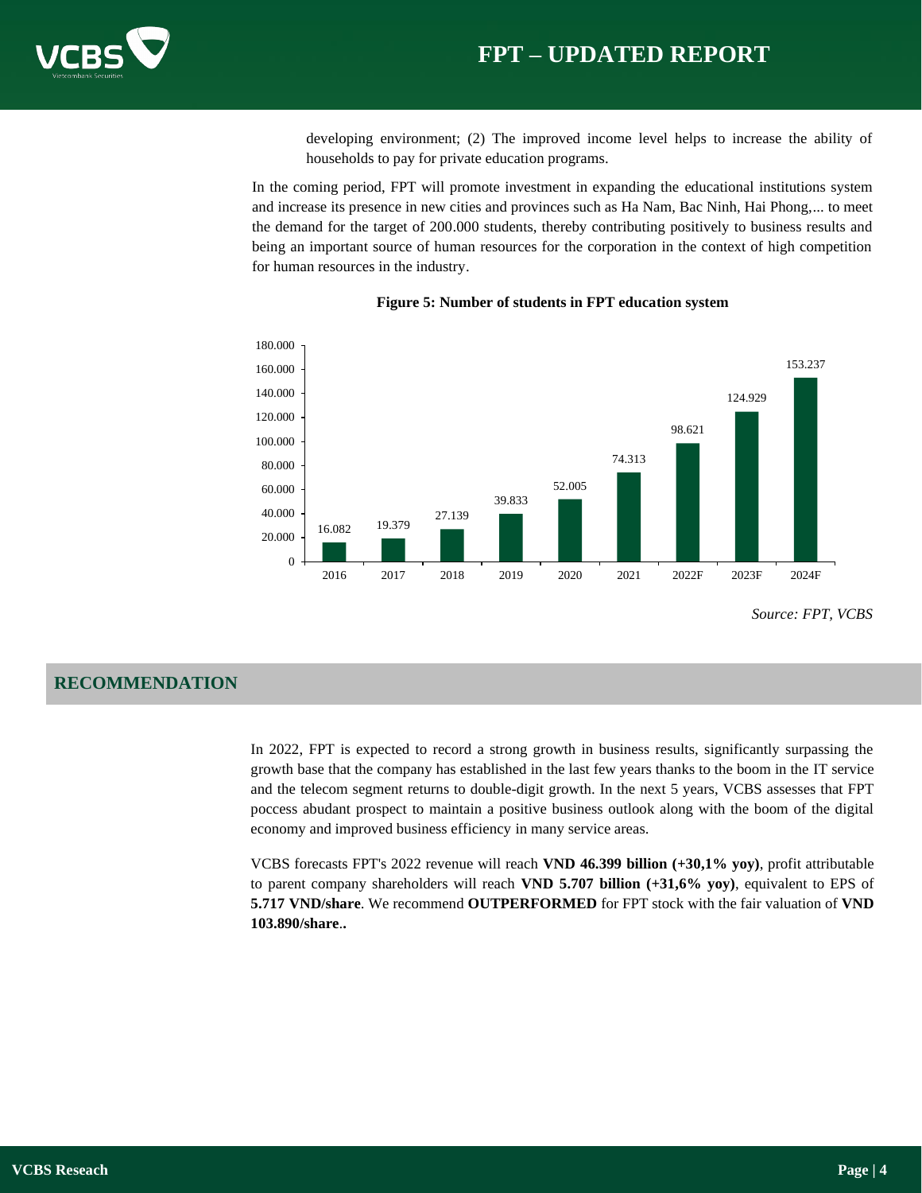developing environment; (2) The improved income level helps to increase the ability of households to pay for private education programs.

In the coming period, FPT will promote investment in expanding the educational institutions system and increase its presence in new cities and provinces such as Ha Nam, Bac Ninh, Hai Phong,... to meet the demand for the target of 200.000 students, thereby contributing positively to business results and being an important source of human resources for the corporation in the context of high competition for human resources in the industry.

**Figure 5: Number of students in FPT education system**

| Year | Number of students |
|---|---|
| 2016 | 16.082 |
| 2017 | 19.379 |
| 2018 | 27.139 |
| 2019 | 39.833 |
| 2020 | 52.005 |
| 2021 | 74.313 |
| 2022F | 98.621 |
| 2023F | 124.929 |
| 2024F | 153.237 |

*Source: FPT, VCBS*

## RECOMMENDATION

In 2022, FPT is expected to record a strong growth in business results, significantly surpassing the growth base that the company has established in the last few years thanks to the boom in the IT service and the telecom segment returns to double-digit growth. In the next 5 years, VCBS assesses that FPT poccess abudant prospect to maintain a positive business outlook along with the boom of the digital economy and improved business efficiency in many service areas.

VCBS forecasts FPT's 2022 revenue will reach **VND 46.399 billion (+30,1% yoy)**, profit attributable to parent company shareholders will reach **VND 5.707 billion (+31,6% yoy)**, equivalent to EPS of **5.717 VND/share**. We recommend **OUTPERFORMED** for FPT stock with the fair valuation of **VND 103.890/share**..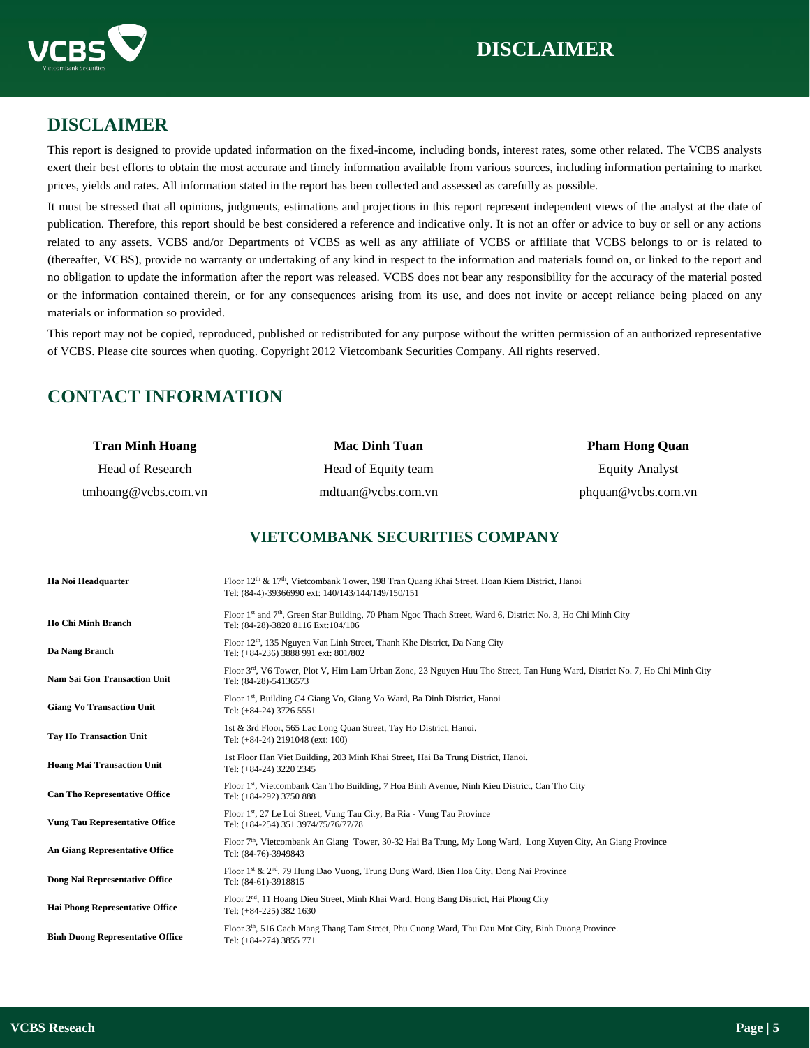## DISCLAIMER

This report is designed to provide updated information on the fixed-income, including bonds, interest rates, some other related. The VCBS analysts exert their best efforts to obtain the most accurate and timely information available from various sources, including information pertaining to market prices, yields and rates. All information stated in the report has been collected and assessed as carefully as possible.

It must be stressed that all opinions, judgments, estimations and projections in this report represent independent views of the analyst at the date of publication. Therefore, this report should be best considered a reference and indicative only. It is not an offer or advice to buy or sell or any actions related to any assets. VCBS and/or Departments of VCBS as well as any affiliate of VCBS or affiliate that VCBS belongs to or is related to (thereafter, VCBS), provide no warranty or undertaking of any kind in respect to the information and materials found on, or linked to the report and no obligation to update the information after the report was released. VCBS does not bear any responsibility for the accuracy of the material posted or the information contained therein, or for any consequences arising from its use, and does not invite or accept reliance being placed on any materials or information so provided.

This report may not be copied, reproduced, published or redistributed for any purpose without the written permission of an authorized representative of VCBS. Please cite sources when quoting. Copyright 2012 Vietcombank Securities Company. All rights reserved.

## CONTACT INFORMATION

| | | |
|---|---|---|
| **Tran Minh Hoang** | **Mac Dinh Tuan** | **Pham Hong Quan** |
| Head of Research | Head of Equity team | Equity Analyst |
| tmhoang@vcbs.com.vn | mdtuan@vcbs.com.vn | phquan@vcbs.com.vn |

### VIETCOMBANK SECURITIES COMPANY

| | |
|---|---|
| **Ha Noi Headquarter** | Floor 12th & 17th, Vietcombank Tower, 198 Tran Quang Khai Street, Hoan Kiem District, Hanoi<br>Tel: (84-4)-39366990 ext: 140/143/144/149/150/151 |
| **Ho Chi Minh Branch** | Floor 1st and 7th, Green Star Building, 70 Pham Ngoc Thach Street, Ward 6, District No. 3, Ho Chi Minh City<br>Tel: (84-28)-3820 8116 Ext:104/106 |
| **Da Nang Branch** | Floor 12th, 135 Nguyen Van Linh Street, Thanh Khe District, Da Nang City<br>Tel: (+84-236) 3888 991 ext: 801/802 |
| **Nam Sai Gon Transaction Unit** | Floor 3rd, V6 Tower, Plot V, Him Lam Urban Zone, 23 Nguyen Huu Tho Street, Tan Hung Ward, District No. 7, Ho Chi Minh City<br>Tel: (84-28)-54136573 |
| **Giang Vo Transaction Unit** | Floor 1st, Building C4 Giang Vo, Giang Vo Ward, Ba Dinh District, Hanoi<br>Tel: (+84-24) 3726 5551 |
| **Tay Ho Transaction Unit** | 1st & 3rd Floor, 565 Lac Long Quan Street, Tay Ho District, Hanoi.<br>Tel: (+84-24) 2191048 (ext: 100) |
| **Hoang Mai Transaction Unit** | 1st Floor Han Viet Building, 203 Minh Khai Street, Hai Ba Trung District, Hanoi.<br>Tel: (+84-24) 3220 2345 |
| **Can Tho Representative Office** | Floor 1st, Vietcombank Can Tho Building, 7 Hoa Binh Avenue, Ninh Kieu District, Can Tho City<br>Tel: (+84-292) 3750 888 |
| **Vung Tau Representative Office** | Floor 1st, 27 Le Loi Street, Vung Tau City, Ba Ria - Vung Tau Province<br>Tel: (+84-254) 351 3974/75/76/77/78 |
| **An Giang Representative Office** | Floor 7th, Vietcombank An Giang Tower, 30-32 Hai Ba Trung, My Long Ward, Long Xuyen City, An Giang Province<br>Tel: (84-76)-3949843 |
| **Dong Nai Representative Office** | Floor 1st & 2nd, 79 Hung Dao Vuong, Trung Dung Ward, Bien Hoa City, Dong Nai Province<br>Tel: (84-61)-3918815 |
| **Hai Phong Representative Office** | Floor 2nd, 11 Hoang Dieu Street, Minh Khai Ward, Hong Bang District, Hai Phong City<br>Tel: (+84-225) 382 1630 |
| **Binh Duong Representative Office** | Floor 3th, 516 Cach Mang Thang Tam Street, Phu Cuong Ward, Thu Dau Mot City, Binh Duong Province.<br>Tel: (+84-274) 3855 771 |